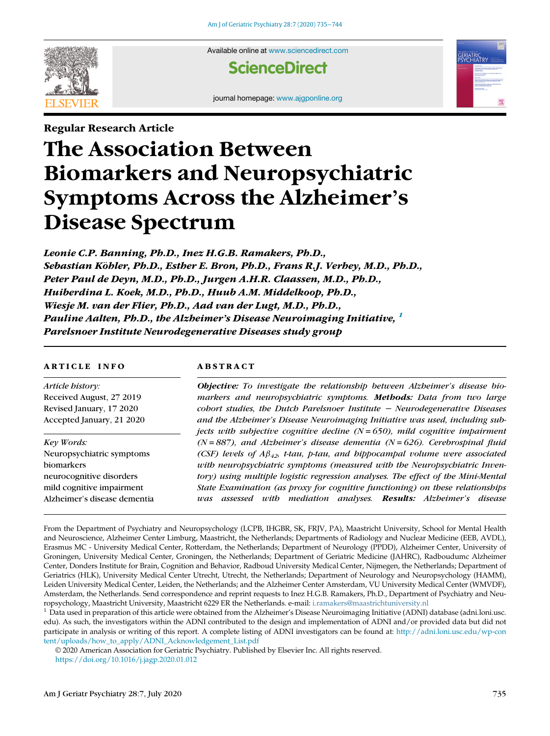Regular Research Article

# The Association Between Biomarkers and Neuropsychiatric Symptoms Across the Alzheimer's Disease Spectrum

*Leonie C.P. Banning, Ph.D., Inez H.G.B. Ramakers, Ph.D., Sebastian Köhler, Ph.D., Esther E. Bron, Ph.D., Frans R.J. Verhey, M.D., Ph.D., Peter Paul de Deyn, M.D., Ph.D., Jurgen A.H.R. Claassen, M.D., Ph.D., Huiberdina L. Koek, M.D., Ph.D., Huub A.M. Middelkoop, Ph.D., Wiesje M. van der Flier, Ph.D., Aad van der Lugt, M.D., Ph.D., Pauline Aalten, Ph.D., the Alzheimer's Disease Neuroimaging Initiative,* [1] ***Parelsnoer Institute Neurodegenerative Diseases study group***

## ARTICLE INFO

*Article history:*
Received August, 27 2019
Revised January, 17 2020
Accepted January, 21 2020

*Key Words:*
Neuropsychiatric symptoms
biomarkers
neurocognitive disorders
mild cognitive impairment
Alzheimer's disease dementia

## ABSTRACT

***Objective:*** *To investigate the relationship between Alzheimer's disease biomarkers and neuropsychiatric symptoms.* ***Methods:*** *Data from two large cohort studies, the Dutch Parelsnoer Institute − Neurodegenerative Diseases and the Alzheimer's Disease Neuroimaging Initiative was used, including subjects with subjective cognitive decline (N = 650), mild cognitive impairment (N = 887), and Alzheimer's disease dementia (N = 626). Cerebrospinal fluid (CSF) levels of $A\beta_{42}$, t-tau, p-tau, and hippocampal volume were associated with neuropsychiatric symptoms (measured with the Neuropsychiatric Inventory) using multiple logistic regression analyses. The effect of the Mini-Mental State Examination (as proxy for cognitive functioning) on these relationships was assessed with mediation analyses.* ***Results:*** *Alzheimer's disease*

From the Department of Psychiatry and Neuropsychology (LCPB, IHGBR, SK, FRJV, PA), Maastricht University, School for Mental Health and Neuroscience, Alzheimer Center Limburg, Maastricht, the Netherlands; Departments of Radiology and Nuclear Medicine (EEB, AVDL), Erasmus MC - University Medical Center, Rotterdam, the Netherlands; Department of Neurology (PPDD), Alzheimer Center, University of Groningen, University Medical Center, Groningen, the Netherlands; Department of Geriatric Medicine (JAHRC), Radboudumc Alzheimer Center, Donders Institute for Brain, Cognition and Behavior, Radboud University Medical Center, Nijmegen, the Netherlands; Department of Geriatrics (HLK), University Medical Center Utrecht, Utrecht, the Netherlands; Department of Neurology and Neuropsychology (HAMM), Leiden University Medical Center, Leiden, the Netherlands; and the Alzheimer Center Amsterdam, VU University Medical Center (WMVDF), Amsterdam, the Netherlands. Send correspondence and reprint requests to Inez H.G.B. Ramakers, Ph.D., Department of Psychiatry and Neuropsychology, Maastricht University, Maastricht 6229 ER the Netherlands. e-mail: i.ramakers@maastrichtuniversity.nl

[1] Data used in preparation of this article were obtained from the Alzheimer's Disease Neuroimaging Initiative (ADNI) database (adni.loni.usc.edu). As such, the investigators within the ADNI contributed to the design and implementation of ADNI and/or provided data but did not participate in analysis or writing of this report. A complete listing of ADNI investigators can be found at: http://adni.loni.usc.edu/wp-content/uploads/how_to_apply/ADNI_Acknowledgement_List.pdf

© 2020 American Association for Geriatric Psychiatry. Published by Elsevier Inc. All rights reserved.
https://doi.org/10.1016/j.jagp.2020.01.012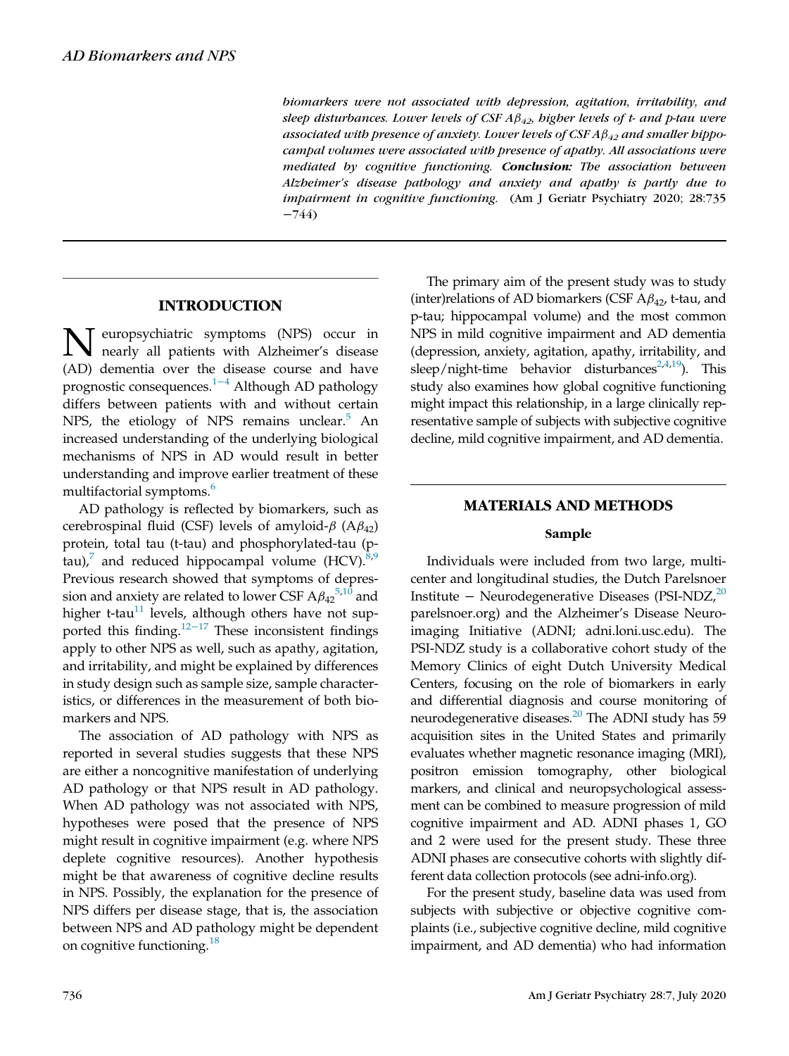*biomarkers were not associated with depression, agitation, irritability, and sleep disturbances. Lower levels of CSF $A\beta_{42}$, higher levels of t- and p-tau were associated with presence of anxiety. Lower levels of CSF $A\beta_{42}$ and smaller hippocampal volumes were associated with presence of apathy. All associations were mediated by cognitive functioning.* ***Conclusion:*** *The association between Alzheimer's disease pathology and anxiety and apathy is partly due to impairment in cognitive functioning.* (Am J Geriatr Psychiatry 2020; 28:735−744)

## INTRODUCTION

Neuropsychiatric symptoms (NPS) occur in nearly all patients with Alzheimer's disease (AD) dementia over the disease course and have prognostic consequences.[1−4] Although AD pathology differs between patients with and without certain NPS, the etiology of NPS remains unclear.[5] An increased understanding of the underlying biological mechanisms of NPS in AD would result in better understanding and improve earlier treatment of these multifactorial symptoms.[6]

AD pathology is reflected by biomarkers, such as cerebrospinal fluid (CSF) levels of amyloid-$\beta$ ($A\beta_{42}$) protein, total tau (t-tau) and phosphorylated-tau (p-tau),[7] and reduced hippocampal volume (HCV).[8,9] Previous research showed that symptoms of depression and anxiety are related to lower CSF $A\beta_{42}$[5,10] and higher t-tau[11] levels, although others have not supported this finding.[12−17] These inconsistent findings apply to other NPS as well, such as apathy, agitation, and irritability, and might be explained by differences in study design such as sample size, sample characteristics, or differences in the measurement of both biomarkers and NPS.

The association of AD pathology with NPS as reported in several studies suggests that these NPS are either a noncognitive manifestation of underlying AD pathology or that NPS result in AD pathology. When AD pathology was not associated with NPS, hypotheses were posed that the presence of NPS might result in cognitive impairment (e.g. where NPS deplete cognitive resources). Another hypothesis might be that awareness of cognitive decline results in NPS. Possibly, the explanation for the presence of NPS differs per disease stage, that is, the association between NPS and AD pathology might be dependent on cognitive functioning.[18]

The primary aim of the present study was to study (inter)relations of AD biomarkers (CSF $A\beta_{42}$, t-tau, and p-tau; hippocampal volume) and the most common NPS in mild cognitive impairment and AD dementia (depression, anxiety, agitation, apathy, irritability, and sleep/night-time behavior disturbances[2,4,19]). This study also examines how global cognitive functioning might impact this relationship, in a large clinically representative sample of subjects with subjective cognitive decline, mild cognitive impairment, and AD dementia.

## MATERIALS AND METHODS

### Sample

Individuals were included from two large, multicenter and longitudinal studies, the Dutch Parelsnoer Institute − Neurodegenerative Diseases (PSI-NDZ,[20] parelsnoer.org) and the Alzheimer's Disease Neuroimaging Initiative (ADNI; adni.loni.usc.edu). The PSI-NDZ study is a collaborative cohort study of the Memory Clinics of eight Dutch University Medical Centers, focusing on the role of biomarkers in early and differential diagnosis and course monitoring of neurodegenerative diseases.[20] The ADNI study has 59 acquisition sites in the United States and primarily evaluates whether magnetic resonance imaging (MRI), positron emission tomography, other biological markers, and clinical and neuropsychological assessment can be combined to measure progression of mild cognitive impairment and AD. ADNI phases 1, GO and 2 were used for the present study. These three ADNI phases are consecutive cohorts with slightly different data collection protocols (see adni-info.org).

For the present study, baseline data was used from subjects with subjective or objective cognitive complaints (i.e., subjective cognitive decline, mild cognitive impairment, and AD dementia) who had information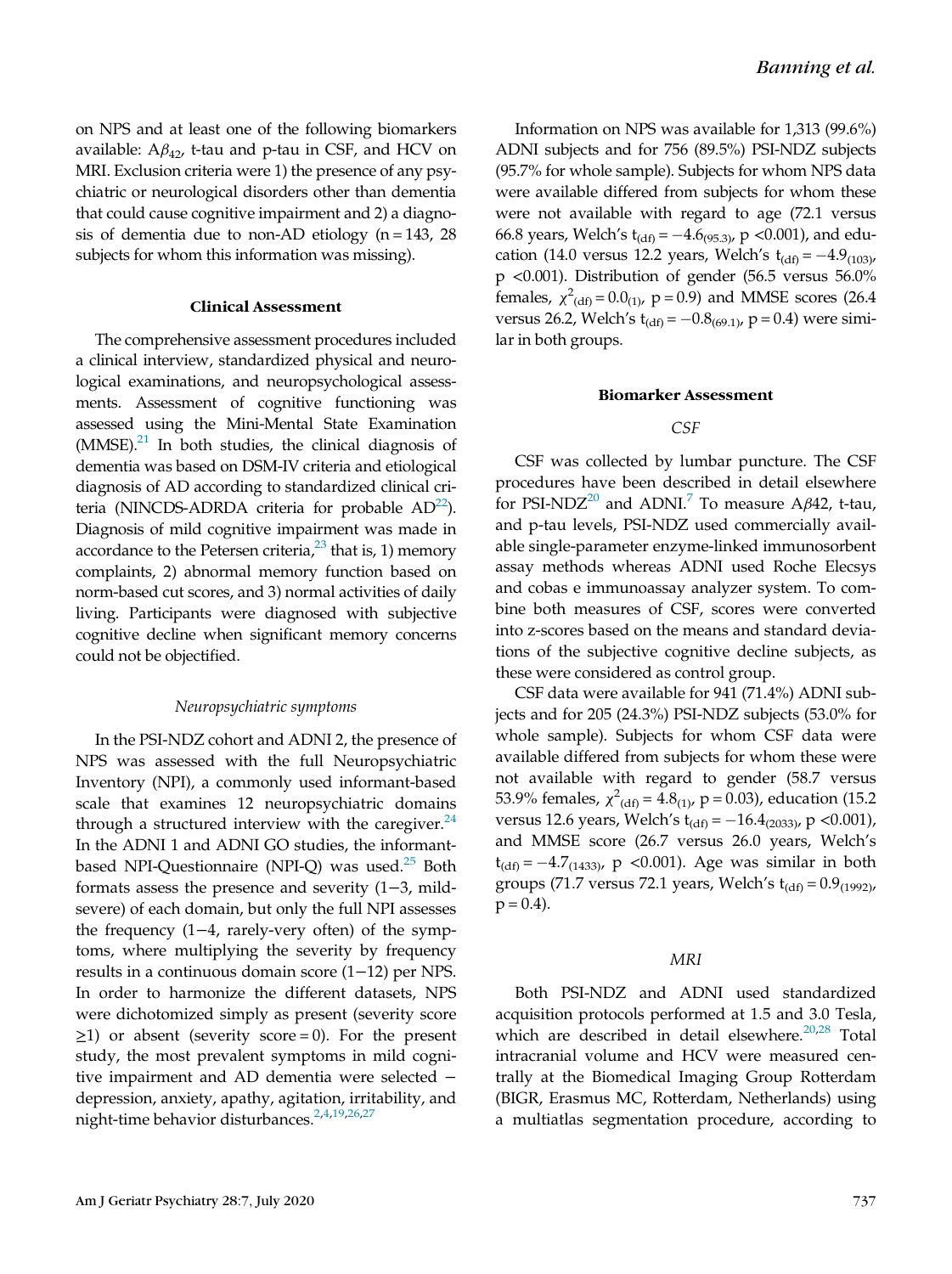on NPS and at least one of the following biomarkers available: $A\beta_{42}$, t-tau and p-tau in CSF, and HCV on MRI. Exclusion criteria were 1) the presence of any psychiatric or neurological disorders other than dementia that could cause cognitive impairment and 2) a diagnosis of dementia due to non-AD etiology (n = 143, 28 subjects for whom this information was missing).

### Clinical Assessment

The comprehensive assessment procedures included a clinical interview, standardized physical and neurological examinations, and neuropsychological assessments. Assessment of cognitive functioning was assessed using the Mini-Mental State Examination (MMSE).[21] In both studies, the clinical diagnosis of dementia was based on DSM-IV criteria and etiological diagnosis of AD according to standardized clinical criteria (NINCDS-ADRDA criteria for probable AD[22]). Diagnosis of mild cognitive impairment was made in accordance to the Petersen criteria,[23] that is, 1) memory complaints, 2) abnormal memory function based on norm-based cut scores, and 3) normal activities of daily living. Participants were diagnosed with subjective cognitive decline when significant memory concerns could not be objectified.

#### *Neuropsychiatric symptoms*

In the PSI-NDZ cohort and ADNI 2, the presence of NPS was assessed with the full Neuropsychiatric Inventory (NPI), a commonly used informant-based scale that examines 12 neuropsychiatric domains through a structured interview with the caregiver.[24] In the ADNI 1 and ADNI GO studies, the informant-based NPI-Questionnaire (NPI-Q) was used.[25] Both formats assess the presence and severity (1−3, mild-severe) of each domain, but only the full NPI assesses the frequency (1−4, rarely-very often) of the symptoms, where multiplying the severity by frequency results in a continuous domain score (1−12) per NPS. In order to harmonize the different datasets, NPS were dichotomized simply as present (severity score ≥1) or absent (severity score = 0). For the present study, the most prevalent symptoms in mild cognitive impairment and AD dementia were selected − depression, anxiety, apathy, agitation, irritability, and night-time behavior disturbances.[2,4,19,26,27]

Information on NPS was available for 1,313 (99.6%) ADNI subjects and for 756 (89.5%) PSI-NDZ subjects (95.7% for whole sample). Subjects for whom NPS data were available differed from subjects for whom these were not available with regard to age (72.1 versus 66.8 years, Welch's $t_{(df)} = -4.6_{(95.3)}$, $p < 0.001$), and education (14.0 versus 12.2 years, Welch's $t_{(df)} = -4.9_{(103)}$, $p < 0.001$). Distribution of gender (56.5 versus 56.0% females, $\chi^2_{(df)} = 0.0_{(1)}$, $p = 0.9$) and MMSE scores (26.4 versus 26.2, Welch's $t_{(df)} = -0.8_{(69.1)}$, $p = 0.4$) were similar in both groups.

### Biomarker Assessment

#### *CSF*

CSF was collected by lumbar puncture. The CSF procedures have been described in detail elsewhere for PSI-NDZ[20] and ADNI.[7] To measure $A\beta42$, t-tau, and p-tau levels, PSI-NDZ used commercially available single-parameter enzyme-linked immunosorbent assay methods whereas ADNI used Roche Elecsys and cobas e immunoassay analyzer system. To combine both measures of CSF, scores were converted into z-scores based on the means and standard deviations of the subjective cognitive decline subjects, as these were considered as control group.

CSF data were available for 941 (71.4%) ADNI subjects and for 205 (24.3%) PSI-NDZ subjects (53.0% for whole sample). Subjects for whom CSF data were available differed from subjects for whom these were not available with regard to gender (58.7 versus 53.9% females, $\chi^2_{(df)} = 4.8_{(1)}$, $p = 0.03$), education (15.2 versus 12.6 years, Welch's $t_{(df)} = -16.4_{(2033)}$, $p < 0.001$), and MMSE score (26.7 versus 26.0 years, Welch's $t_{(df)} = -4.7_{(1433)}$, $p < 0.001$). Age was similar in both groups (71.7 versus 72.1 years, Welch's $t_{(df)} = 0.9_{(1992)}$, $p = 0.4$).

#### *MRI*

Both PSI-NDZ and ADNI used standardized acquisition protocols performed at 1.5 and 3.0 Tesla, which are described in detail elsewhere.[20,28] Total intracranial volume and HCV were measured centrally at the Biomedical Imaging Group Rotterdam (BIGR, Erasmus MC, Rotterdam, Netherlands) using a multiatlas segmentation procedure, according to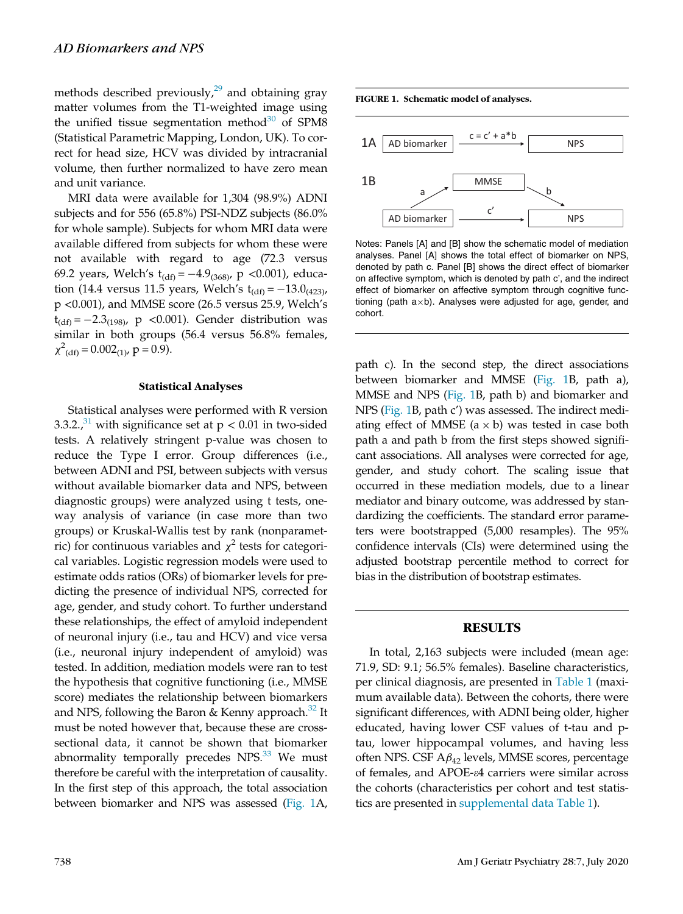methods described previously,[29] and obtaining gray matter volumes from the T1-weighted image using the unified tissue segmentation method[30] of SPM8 (Statistical Parametric Mapping, London, UK). To correct for head size, HCV was divided by intracranial volume, then further normalized to have zero mean and unit variance.

MRI data were available for 1,304 (98.9%) ADNI subjects and for 556 (65.8%) PSI-NDZ subjects (86.0% for whole sample). Subjects for whom MRI data were available differed from subjects for whom these were not available with regard to age (72.3 versus 69.2 years, Welch's $t_{(df)} = -4.9_{(368)}$, p <0.001), education (14.4 versus 11.5 years, Welch's $t_{(df)} = -13.0_{(423)}$, p <0.001), and MMSE score (26.5 versus 25.9, Welch's $t_{(df)} = -2.3_{(198)}$, p <0.001). Gender distribution was similar in both groups (56.4 versus 56.8% females, $\chi^2_{(df)} = 0.002_{(1)}$, p = 0.9).

### Statistical Analyses

Statistical analyses were performed with R version 3.3.2.,[31] with significance set at p < 0.01 in two-sided tests. A relatively stringent p-value was chosen to reduce the Type I error. Group differences (i.e., between ADNI and PSI, between subjects with versus without available biomarker data and NPS, between diagnostic groups) were analyzed using t tests, one-way analysis of variance (in case more than two groups) or Kruskal-Wallis test by rank (nonparametric) for continuous variables and $\chi^2$ tests for categorical variables. Logistic regression models were used to estimate odds ratios (ORs) of biomarker levels for predicting the presence of individual NPS, corrected for age, gender, and study cohort. To further understand these relationships, the effect of amyloid independent of neuronal injury (i.e., tau and HCV) and vice versa (i.e., neuronal injury independent of amyloid) was tested. In addition, mediation models were ran to test the hypothesis that cognitive functioning (i.e., MMSE score) mediates the relationship between biomarkers and NPS, following the Baron & Kenny approach.[32] It must be noted however that, because these are cross-sectional data, it cannot be shown that biomarker abnormality temporally precedes NPS.[33] We must therefore be careful with the interpretation of causality. In the first step of this approach, the total association between biomarker and NPS was assessed (Fig. 1A, path c). In the second step, the direct associations between biomarker and MMSE (Fig. 1B, path a), MMSE and NPS (Fig. 1B, path b) and biomarker and NPS (Fig. 1B, path c') was assessed. The indirect mediating effect of MMSE (a × b) was tested in case both path a and path b from the first steps showed significant associations. All analyses were corrected for age, gender, and study cohort. The scaling issue that occurred in these mediation models, due to a linear mediator and binary outcome, was addressed by standardizing the coefficients. The standard error parameters were bootstrapped (5,000 resamples). The 95% confidence intervals (CIs) were determined using the adjusted bootstrap percentile method to correct for bias in the distribution of bootstrap estimates.

**FIGURE 1. Schematic model of analyses.**

1A: AD biomarker → (c = c' + a*b) → NPS

1B: AD biomarker → (a) → MMSE → (b) → NPS; AD biomarker → (c') → NPS

Notes: Panels [A] and [B] show the schematic model of mediation analyses. Panel [A] shows the total effect of biomarker on NPS, denoted by path c. Panel [B] shows the direct effect of biomarker on affective symptom, which is denoted by path c', and the indirect effect of biomarker on affective symptom through cognitive functioning (path a×b). Analyses were adjusted for age, gender, and cohort.

## RESULTS

In total, 2,163 subjects were included (mean age: 71.9, SD: 9.1; 56.5% females). Baseline characteristics, per clinical diagnosis, are presented in Table 1 (maximum available data). Between the cohorts, there were significant differences, with ADNI being older, higher educated, having lower CSF values of t-tau and p-tau, lower hippocampal volumes, and having less often NPS. CSF $A\beta_{42}$ levels, MMSE scores, percentage of females, and APOE-ε4 carriers were similar across the cohorts (characteristics per cohort and test statistics are presented in supplemental data Table 1).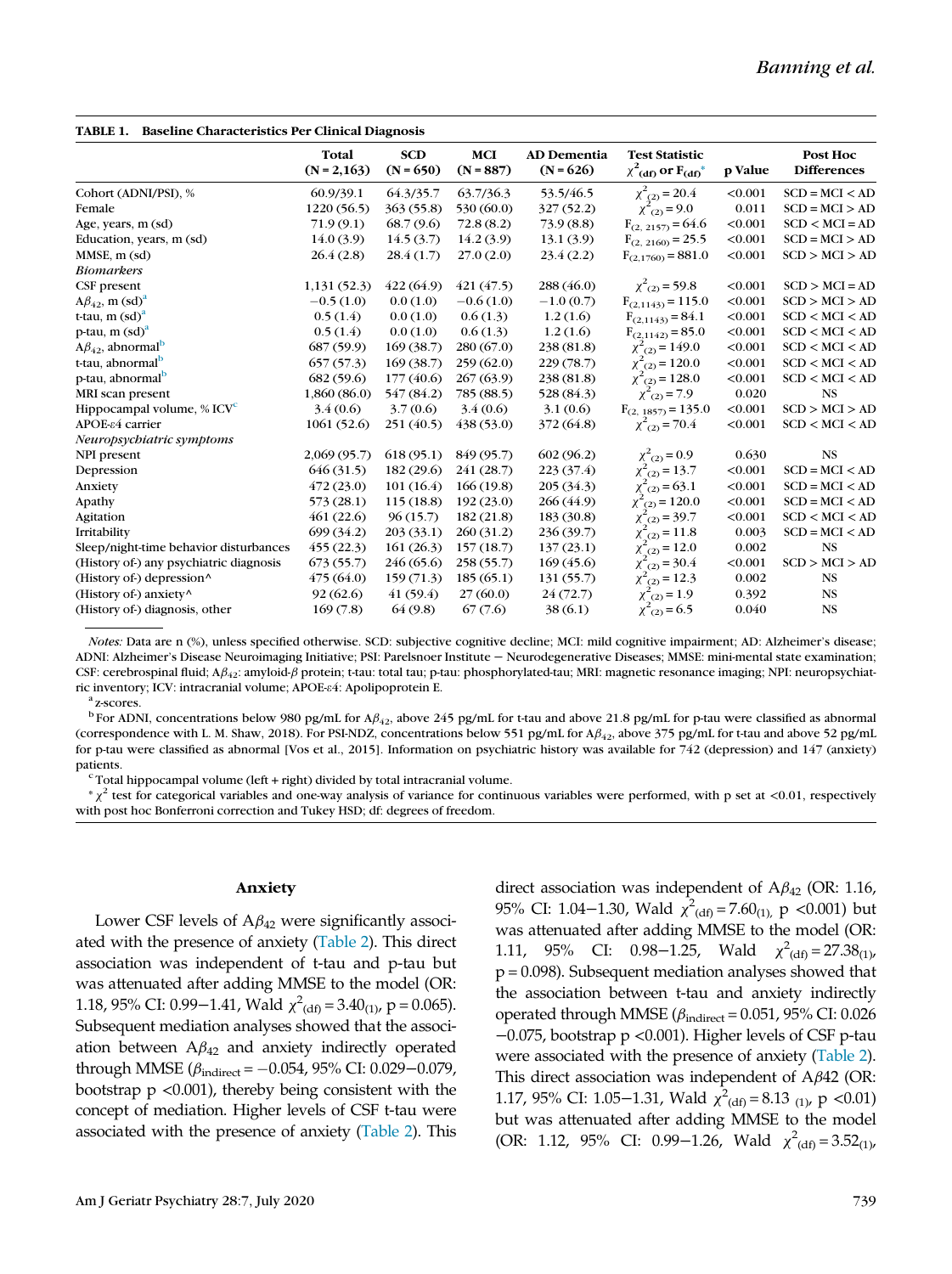**TABLE 1. Baseline Characteristics Per Clinical Diagnosis**

| | Total (N = 2,163) | SCD (N = 650) | MCI (N = 887) | AD Dementia (N = 626) | Test Statistic $\chi^2_{(df)}$ or $F_{(df)}$* | p Value | Post Hoc Differences |
|---|---|---|---|---|---|---|---|
| Cohort (ADNI/PSI), % | 60.9/39.1 | 64.3/35.7 | 63.7/36.3 | 53.5/46.5 | $\chi^2_{(2)} = 20.4$ | <0.001 | SCD = MCI < AD |
| Female | 1220 (56.5) | 363 (55.8) | 530 (60.0) | 327 (52.2) | $\chi^2_{(2)} = 9.0$ | 0.011 | SCD = MCI > AD |
| Age, years, m (sd) | 71.9 (9.1) | 68.7 (9.6) | 72.8 (8.2) | 73.9 (8.8) | $F_{(2, 2157)} = 64.6$ | <0.001 | SCD < MCI = AD |
| Education, years, m (sd) | 14.0 (3.9) | 14.5 (3.7) | 14.2 (3.9) | 13.1 (3.9) | $F_{(2, 2160)} = 25.5$ | <0.001 | SCD = MCI > AD |
| MMSE, m (sd) | 26.4 (2.8) | 28.4 (1.7) | 27.0 (2.0) | 23.4 (2.2) | $F_{(2,1760)} = 881.0$ | <0.001 | SCD > MCI > AD |
| *Biomarkers* | | | | | | | |
| CSF present | 1,131 (52.3) | 422 (64.9) | 421 (47.5) | 288 (46.0) | $\chi^2_{(2)} = 59.8$ | <0.001 | SCD > MCI = AD |
| $A\beta_{42}$, m (sd)[a] | −0.5 (1.0) | 0.0 (1.0) | −0.6 (1.0) | −1.0 (0.7) | $F_{(2,1143)} = 115.0$ | <0.001 | SCD > MCI > AD |
| t-tau, m (sd)[a] | 0.5 (1.4) | 0.0 (1.0) | 0.6 (1.3) | 1.2 (1.6) | $F_{(2,1143)} = 84.1$ | <0.001 | SCD < MCI < AD |
| p-tau, m (sd)[a] | 0.5 (1.4) | 0.0 (1.0) | 0.6 (1.3) | 1.2 (1.6) | $F_{(2,1142)} = 85.0$ | <0.001 | SCD < MCI < AD |
| $A\beta_{42}$, abnormal[b] | 687 (59.9) | 169 (38.7) | 280 (67.0) | 238 (81.8) | $\chi^2_{(2)} = 149.0$ | <0.001 | SCD < MCI < AD |
| t-tau, abnormal[b] | 657 (57.3) | 169 (38.7) | 259 (62.0) | 229 (78.7) | $\chi^2_{(2)} = 120.0$ | <0.001 | SCD < MCI < AD |
| p-tau, abnormal[b] | 682 (59.6) | 177 (40.6) | 267 (63.9) | 238 (81.8) | $\chi^2_{(2)} = 128.0$ | <0.001 | SCD < MCI < AD |
| MRI scan present | 1,860 (86.0) | 547 (84.2) | 785 (88.5) | 528 (84.3) | $\chi^2_{(2)} = 7.9$ | 0.020 | NS |
| Hippocampal volume, % ICV[c] | 3.4 (0.6) | 3.7 (0.6) | 3.4 (0.6) | 3.1 (0.6) | $F_{(2, 1857)} = 135.0$ | <0.001 | SCD > MCI > AD |
| APOE-ε4 carrier | 1061 (52.6) | 251 (40.5) | 438 (53.0) | 372 (64.8) | $\chi^2_{(2)} = 70.4$ | <0.001 | SCD < MCI < AD |
| *Neuropsychiatric symptoms* | | | | | | | |
| NPI present | 2,069 (95.7) | 618 (95.1) | 849 (95.7) | 602 (96.2) | $\chi^2_{(2)} = 0.9$ | 0.630 | NS |
| Depression | 646 (31.5) | 182 (29.6) | 241 (28.7) | 223 (37.4) | $\chi^2_{(2)} = 13.7$ | <0.001 | SCD = MCI < AD |
| Anxiety | 472 (23.0) | 101 (16.4) | 166 (19.8) | 205 (34.3) | $\chi^2_{(2)} = 63.1$ | <0.001 | SCD = MCI < AD |
| Apathy | 573 (28.1) | 115 (18.8) | 192 (23.0) | 266 (44.9) | $\chi^2_{(2)} = 120.0$ | <0.001 | SCD = MCI < AD |
| Agitation | 461 (22.6) | 96 (15.7) | 182 (21.8) | 183 (30.8) | $\chi^2_{(2)} = 39.7$ | <0.001 | SCD < MCI < AD |
| Irritability | 699 (34.2) | 203 (33.1) | 260 (31.2) | 236 (39.7) | $\chi^2_{(2)} = 11.8$ | 0.003 | SCD = MCI < AD |
| Sleep/night-time behavior disturbances | 455 (22.3) | 161 (26.3) | 157 (18.7) | 137 (23.1) | $\chi^2_{(2)} = 12.0$ | 0.002 | NS |
| (History of-) any psychiatric diagnosis | 673 (55.7) | 246 (65.6) | 258 (55.7) | 169 (45.6) | $\chi^2_{(2)} = 30.4$ | <0.001 | SCD > MCI > AD |
| (History of-) depression^ | 475 (64.0) | 159 (71.3) | 185 (65.1) | 131 (55.7) | $\chi^2_{(2)} = 12.3$ | 0.002 | NS |
| (History of-) anxiety^ | 92 (62.6) | 41 (59.4) | 27 (60.0) | 24 (72.7) | $\chi^2_{(2)} = 1.9$ | 0.392 | NS |
| (History of-) diagnosis, other | 169 (7.8) | 64 (9.8) | 67 (7.6) | 38 (6.1) | $\chi^2_{(2)} = 6.5$ | 0.040 | NS |

*Notes:* Data are n (%), unless specified otherwise. SCD: subjective cognitive decline; MCI: mild cognitive impairment; AD: Alzheimer's disease; ADNI: Alzheimer's Disease Neuroimaging Initiative; PSI: Parelsnoer Institute − Neurodegenerative Diseases; MMSE: mini-mental state examination; CSF: cerebrospinal fluid; $A\beta_{42}$: amyloid-β protein; t-tau: total tau; p-tau: phosphorylated-tau; MRI: magnetic resonance imaging; NPI: neuropsychiatric inventory; ICV: intracranial volume; APOE-ε4: Apolipoprotein E.

[a] z-scores.

[b] For ADNI, concentrations below 980 pg/mL for $A\beta_{42}$, above 245 pg/mL for t-tau and above 21.8 pg/mL for p-tau were classified as abnormal (correspondence with L. M. Shaw, 2018). For PSI-NDZ, concentrations below 551 pg/mL for $A\beta_{42}$, above 375 pg/mL for t-tau and above 52 pg/mL for p-tau were classified as abnormal [Vos et al., 2015]. Information on psychiatric history was available for 742 (depression) and 147 (anxiety) patients.

[c] Total hippocampal volume (left + right) divided by total intracranial volume.

* $\chi^2$ test for categorical variables and one-way analysis of variance for continuous variables were performed, with p set at <0.01, respectively with post hoc Bonferroni correction and Tukey HSD; df: degrees of freedom.

### Anxiety

Lower CSF levels of $A\beta_{42}$ were significantly associated with the presence of anxiety (Table 2). This direct association was independent of t-tau and p-tau but was attenuated after adding MMSE to the model (OR: 1.18, 95% CI: 0.99−1.41, Wald $\chi^2_{(df)} = 3.40_{(1)}$, p = 0.065). Subsequent mediation analyses showed that the association between $A\beta_{42}$ and anxiety indirectly operated through MMSE ($\beta_{indirect} = -0.054$, 95% CI: 0.029−0.079, bootstrap p <0.001), thereby being consistent with the concept of mediation. Higher levels of CSF t-tau were associated with the presence of anxiety (Table 2). This direct association was independent of $A\beta_{42}$ (OR: 1.16, 95% CI: 1.04−1.30, Wald $\chi^2_{(df)} = 7.60_{(1)}$, p <0.001) but was attenuated after adding MMSE to the model (OR: 1.11, 95% CI: 0.98−1.25, Wald $\chi^2_{(df)} = 27.38_{(1)}$, p = 0.098). Subsequent mediation analyses showed that the association between t-tau and anxiety indirectly operated through MMSE ($\beta_{indirect} = 0.051$, 95% CI: 0.026 −0.075, bootstrap p <0.001). Higher levels of CSF p-tau were associated with the presence of anxiety (Table 2). This direct association was independent of $A\beta42$ (OR: 1.17, 95% CI: 1.05−1.31, Wald $\chi^2_{(df)} = 8.13_{(1)}$, p <0.01) but was attenuated after adding MMSE to the model (OR: 1.12, 95% CI: 0.99−1.26, Wald $\chi^2_{(df)} = 3.52_{(1)}$,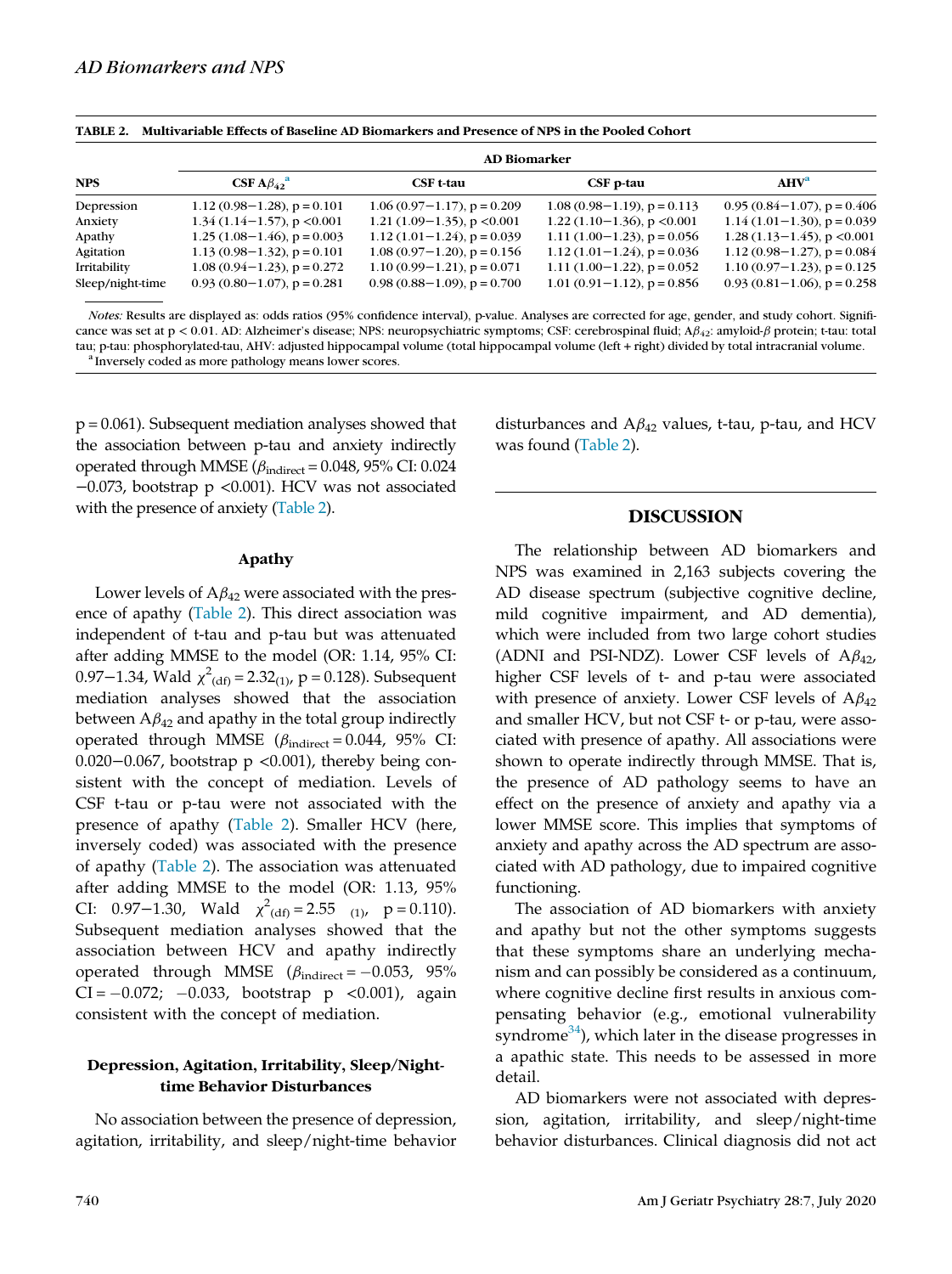**TABLE 2. Multivariable Effects of Baseline AD Biomarkers and Presence of NPS in the Pooled Cohort**

| NPS | AD Biomarker | | | |
|---|---|---|---|---|
| | CSF $A\beta_{42}$[a] | CSF t-tau | CSF p-tau | AHV[a] |
| Depression | 1.12 (0.98−1.28), p = 0.101 | 1.06 (0.97−1.17), p = 0.209 | 1.08 (0.98−1.19), p = 0.113 | 0.95 (0.84−1.07), p = 0.406 |
| Anxiety | 1.34 (1.14−1.57), p <0.001 | 1.21 (1.09−1.35), p <0.001 | 1.22 (1.10−1.36), p <0.001 | 1.14 (1.01−1.30), p = 0.039 |
| Apathy | 1.25 (1.08−1.46), p = 0.003 | 1.12 (1.01−1.24), p = 0.039 | 1.11 (1.00−1.23), p = 0.056 | 1.28 (1.13−1.45), p <0.001 |
| Agitation | 1.13 (0.98−1.32), p = 0.101 | 1.08 (0.97−1.20), p = 0.156 | 1.12 (1.01−1.24), p = 0.036 | 1.12 (0.98−1.27), p = 0.084 |
| Irritability | 1.08 (0.94−1.23), p = 0.272 | 1.10 (0.99−1.21), p = 0.071 | 1.11 (1.00−1.22), p = 0.052 | 1.10 (0.97−1.23), p = 0.125 |
| Sleep/night-time | 0.93 (0.80−1.07), p = 0.281 | 0.98 (0.88−1.09), p = 0.700 | 1.01 (0.91−1.12), p = 0.856 | 0.93 (0.81−1.06), p = 0.258 |

*Notes:* Results are displayed as: odds ratios (95% confidence interval), p-value. Analyses are corrected for age, gender, and study cohort. Significance was set at p < 0.01. AD: Alzheimer's disease; NPS: neuropsychiatric symptoms; CSF: cerebrospinal fluid; $A\beta_{42}$: amyloid-$\beta$ protein; t-tau: total tau; p-tau: phosphorylated-tau, AHV: adjusted hippocampal volume (total hippocampal volume (left + right) divided by total intracranial volume.

[a] Inversely coded as more pathology means lower scores.

p = 0.061). Subsequent mediation analyses showed that the association between p-tau and anxiety indirectly operated through MMSE ($\beta_{indirect}$ = 0.048, 95% CI: 0.024 −0.073, bootstrap p <0.001). HCV was not associated with the presence of anxiety (Table 2).

### Apathy

Lower levels of $A\beta_{42}$ were associated with the presence of apathy (Table 2). This direct association was independent of t-tau and p-tau but was attenuated after adding MMSE to the model (OR: 1.14, 95% CI: 0.97−1.34, Wald $\chi^2_{(df)} = 2.32_{(1)}$, p = 0.128). Subsequent mediation analyses showed that the association between $A\beta_{42}$ and apathy in the total group indirectly operated through MMSE ($\beta_{indirect}$ = 0.044, 95% CI: 0.020−0.067, bootstrap p <0.001), thereby being consistent with the concept of mediation. Levels of CSF t-tau or p-tau were not associated with the presence of apathy (Table 2). Smaller HCV (here, inversely coded) was associated with the presence of apathy (Table 2). The association was attenuated after adding MMSE to the model (OR: 1.13, 95% CI: 0.97−1.30, Wald $\chi^2_{(df)} = 2.55_{(1)}$, p = 0.110). Subsequent mediation analyses showed that the association between HCV and apathy indirectly operated through MMSE ($\beta_{indirect}$ = −0.053, 95% CI = −0.072; −0.033, bootstrap p <0.001), again consistent with the concept of mediation.

### Depression, Agitation, Irritability, Sleep/Night-time Behavior Disturbances

No association between the presence of depression, agitation, irritability, and sleep/night-time behavior disturbances and $A\beta_{42}$ values, t-tau, p-tau, and HCV was found (Table 2).

## DISCUSSION

The relationship between AD biomarkers and NPS was examined in 2,163 subjects covering the AD disease spectrum (subjective cognitive decline, mild cognitive impairment, and AD dementia), which were included from two large cohort studies (ADNI and PSI-NDZ). Lower CSF levels of $A\beta_{42}$, higher CSF levels of t- and p-tau were associated with presence of anxiety. Lower CSF levels of $A\beta_{42}$ and smaller HCV, but not CSF t- or p-tau, were associated with presence of apathy. All associations were shown to operate indirectly through MMSE. That is, the presence of AD pathology seems to have an effect on the presence of anxiety and apathy via a lower MMSE score. This implies that symptoms of anxiety and apathy across the AD spectrum are associated with AD pathology, due to impaired cognitive functioning.

The association of AD biomarkers with anxiety and apathy but not the other symptoms suggests that these symptoms share an underlying mechanism and can possibly be considered as a continuum, where cognitive decline first results in anxious compensating behavior (e.g., emotional vulnerability syndrome[34]), which later in the disease progresses in a apathic state. This needs to be assessed in more detail.

AD biomarkers were not associated with depression, agitation, irritability, and sleep/night-time behavior disturbances. Clinical diagnosis did not act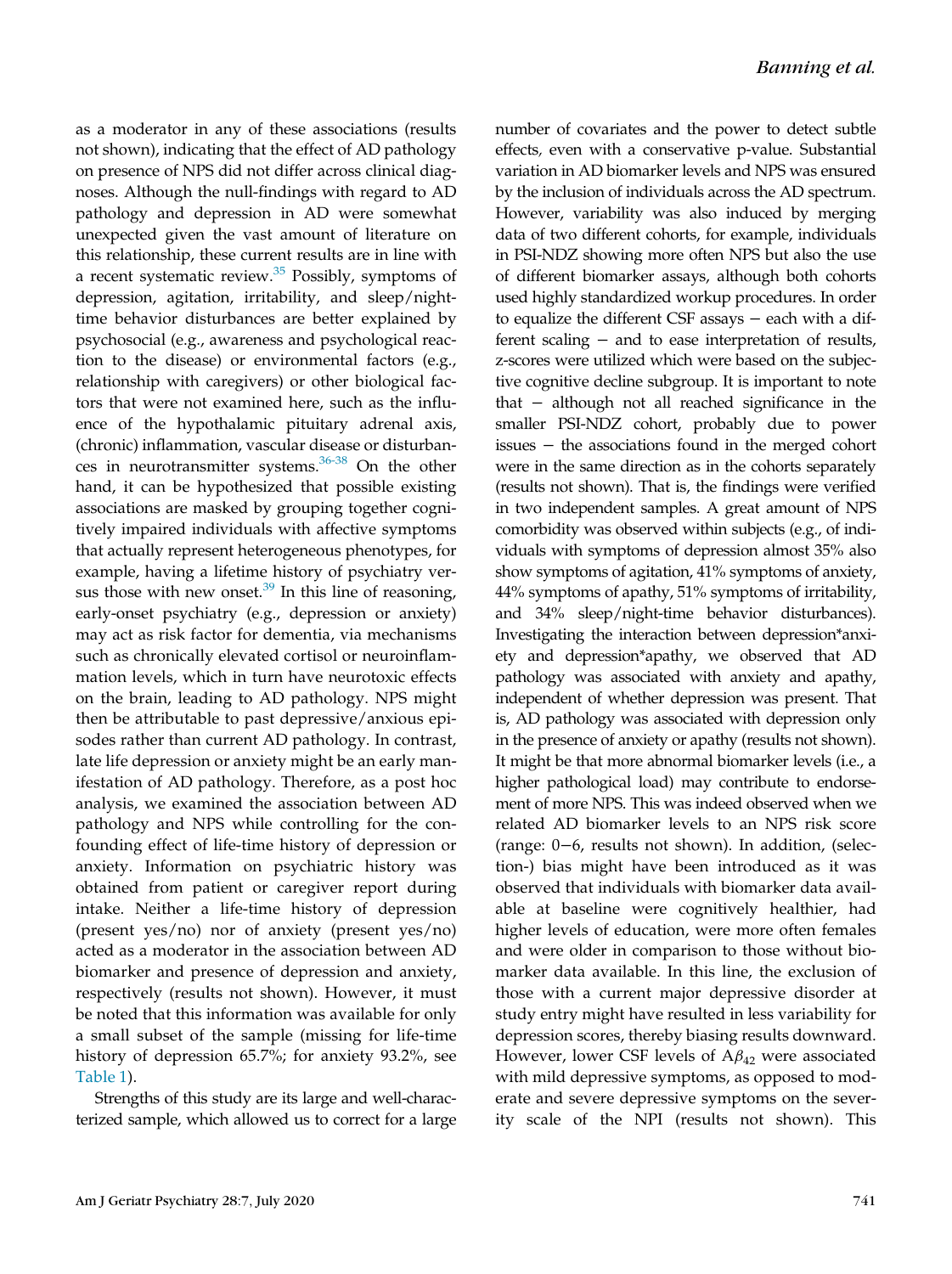as a moderator in any of these associations (results not shown), indicating that the effect of AD pathology on presence of NPS did not differ across clinical diagnoses. Although the null-findings with regard to AD pathology and depression in AD were somewhat unexpected given the vast amount of literature on this relationship, these current results are in line with a recent systematic review.[35] Possibly, symptoms of depression, agitation, irritability, and sleep/night-time behavior disturbances are better explained by psychosocial (e.g., awareness and psychological reaction to the disease) or environmental factors (e.g., relationship with caregivers) or other biological factors that were not examined here, such as the influence of the hypothalamic pituitary adrenal axis, (chronic) inflammation, vascular disease or disturbances in neurotransmitter systems.[36-38] On the other hand, it can be hypothesized that possible existing associations are masked by grouping together cognitively impaired individuals with affective symptoms that actually represent heterogeneous phenotypes, for example, having a lifetime history of psychiatry versus those with new onset.[39] In this line of reasoning, early-onset psychiatry (e.g., depression or anxiety) may act as risk factor for dementia, via mechanisms such as chronically elevated cortisol or neuroinflammation levels, which in turn have neurotoxic effects on the brain, leading to AD pathology. NPS might then be attributable to past depressive/anxious episodes rather than current AD pathology. In contrast, late life depression or anxiety might be an early manifestation of AD pathology. Therefore, as a post hoc analysis, we examined the association between AD pathology and NPS while controlling for the confounding effect of life-time history of depression or anxiety. Information on psychiatric history was obtained from patient or caregiver report during intake. Neither a life-time history of depression (present yes/no) nor of anxiety (present yes/no) acted as a moderator in the association between AD biomarker and presence of depression and anxiety, respectively (results not shown). However, it must be noted that this information was available for only a small subset of the sample (missing for life-time history of depression 65.7%; for anxiety 93.2%, see Table 1).

Strengths of this study are its large and well-characterized sample, which allowed us to correct for a large number of covariates and the power to detect subtle effects, even with a conservative p-value. Substantial variation in AD biomarker levels and NPS was ensured by the inclusion of individuals across the AD spectrum. However, variability was also induced by merging data of two different cohorts, for example, individuals in PSI-NDZ showing more often NPS but also the use of different biomarker assays, although both cohorts used highly standardized workup procedures. In order to equalize the different CSF assays − each with a different scaling − and to ease interpretation of results, z-scores were utilized which were based on the subjective cognitive decline subgroup. It is important to note that − although not all reached significance in the smaller PSI-NDZ cohort, probably due to power issues − the associations found in the merged cohort were in the same direction as in the cohorts separately (results not shown). That is, the findings were verified in two independent samples. A great amount of NPS comorbidity was observed within subjects (e.g., of individuals with symptoms of depression almost 35% also show symptoms of agitation, 41% symptoms of anxiety, 44% symptoms of apathy, 51% symptoms of irritability, and 34% sleep/night-time behavior disturbances). Investigating the interaction between depression*anxiety and depression*apathy, we observed that AD pathology was associated with anxiety and apathy, independent of whether depression was present. That is, AD pathology was associated with depression only in the presence of anxiety or apathy (results not shown). It might be that more abnormal biomarker levels (i.e., a higher pathological load) may contribute to endorsement of more NPS. This was indeed observed when we related AD biomarker levels to an NPS risk score (range: 0−6, results not shown). In addition, (selection-) bias might have been introduced as it was observed that individuals with biomarker data available at baseline were cognitively healthier, had higher levels of education, were more often females and were older in comparison to those without biomarker data available. In this line, the exclusion of those with a current major depressive disorder at study entry might have resulted in less variability for depression scores, thereby biasing results downward. However, lower CSF levels of $A\beta_{42}$ were associated with mild depressive symptoms, as opposed to moderate and severe depressive symptoms on the severity scale of the NPI (results not shown). This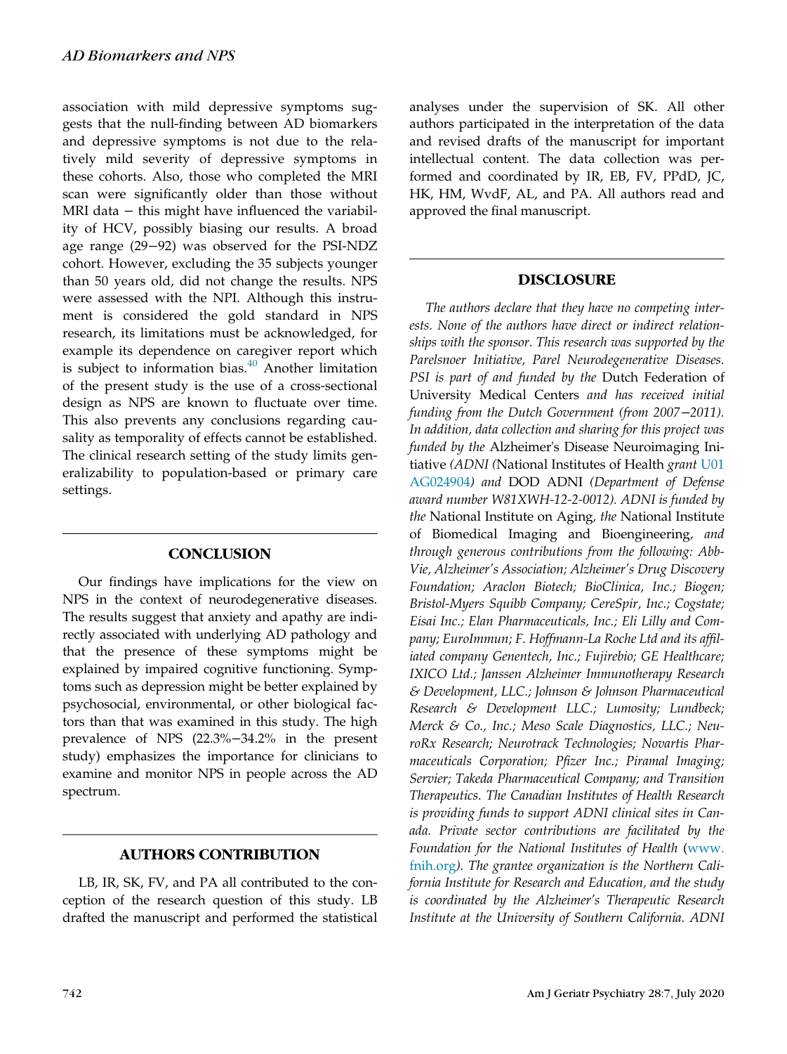association with mild depressive symptoms suggests that the null-finding between AD biomarkers and depressive symptoms is not due to the relatively mild severity of depressive symptoms in these cohorts. Also, those who completed the MRI scan were significantly older than those without MRI data − this might have influenced the variability of HCV, possibly biasing our results. A broad age range (29−92) was observed for the PSI-NDZ cohort. However, excluding the 35 subjects younger than 50 years old, did not change the results. NPS were assessed with the NPI. Although this instrument is considered the gold standard in NPS research, its limitations must be acknowledged, for example its dependence on caregiver report which is subject to information bias.[40] Another limitation of the present study is the use of a cross-sectional design as NPS are known to fluctuate over time. This also prevents any conclusions regarding causality as temporality of effects cannot be established. The clinical research setting of the study limits generalizability to population-based or primary care settings.

## CONCLUSION

Our findings have implications for the view on NPS in the context of neurodegenerative diseases. The results suggest that anxiety and apathy are indirectly associated with underlying AD pathology and that the presence of these symptoms might be explained by impaired cognitive functioning. Symptoms such as depression might be better explained by psychosocial, environmental, or other biological factors than that was examined in this study. The high prevalence of NPS (22.3%−34.2% in the present study) emphasizes the importance for clinicians to examine and monitor NPS in people across the AD spectrum.

## AUTHORS CONTRIBUTION

LB, IR, SK, FV, and PA all contributed to the conception of the research question of this study. LB drafted the manuscript and performed the statistical analyses under the supervision of SK. All other authors participated in the interpretation of the data and revised drafts of the manuscript for important intellectual content. The data collection was performed and coordinated by IR, EB, FV, PPdD, JC, HK, HM, WvdF, AL, and PA. All authors read and approved the final manuscript.

## DISCLOSURE

*The authors declare that they have no competing interests. None of the authors have direct or indirect relationships with the sponsor. This research was supported by the Parelsnoer Initiative, Parel Neurodegenerative Diseases. PSI is part of and funded by the* Dutch Federation of University Medical Centers *and has received initial funding from the Dutch Government (from 2007−2011). In addition, data collection and sharing for this project was funded by the* Alzheimer's Disease Neuroimaging Initiative *(ADNI (*National Institutes of Health *grant* U01 AG024904*) and* DOD ADNI *(Department of Defense award number W81XWH-12-2-0012). ADNI is funded by the* National Institute on Aging, *the* National Institute of Biomedical Imaging and Bioengineering, *and through generous contributions from the following: AbbVie, Alzheimer's Association; Alzheimer's Drug Discovery Foundation; Araclon Biotech; BioClinica, Inc.; Biogen; Bristol-Myers Squibb Company; CereSpir, Inc.; Cogstate; Eisai Inc.; Elan Pharmaceuticals, Inc.; Eli Lilly and Company; EuroImmun; F. Hoffmann-La Roche Ltd and its affiliated company Genentech, Inc.; Fujirebio; GE Healthcare; IXICO Ltd.; Janssen Alzheimer Immunotherapy Research & Development, LLC.; Johnson & Johnson Pharmaceutical Research & Development LLC.; Lumosity; Lundbeck; Merck & Co., Inc.; Meso Scale Diagnostics, LLC.; NeuroRx Research; Neurotrack Technologies; Novartis Pharmaceuticals Corporation; Pfizer Inc.; Piramal Imaging; Servier; Takeda Pharmaceutical Company; and Transition Therapeutics. The Canadian Institutes of Health Research is providing funds to support ADNI clinical sites in Canada. Private sector contributions are facilitated by the Foundation for the National Institutes of Health (*www.fnih.org*). The grantee organization is the Northern California Institute for Research and Education, and the study is coordinated by the Alzheimer's Therapeutic Research Institute at the University of Southern California. ADNI*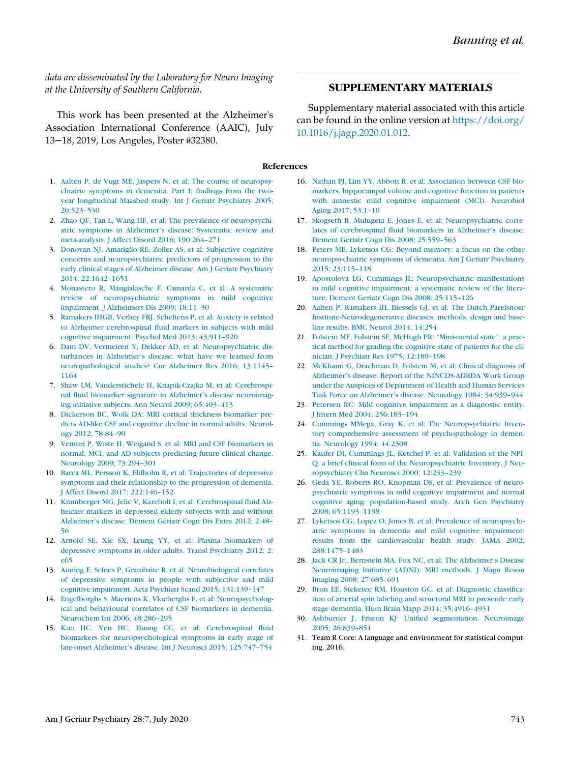*data are disseminated by the Laboratory for Neuro Imaging at the University of Southern California.*

This work has been presented at the Alzheimer's Association International Conference (AAIC), July 13−18, 2019, Los Angeles, Poster #32380.

## SUPPLEMENTARY MATERIALS

Supplementary material associated with this article can be found in the online version at https://doi.org/10.1016/j.jagp.2020.01.012.

### References

1. Aalten P, de Vugt ME, Jaspers N, et al: The course of neuropsychiatric symptoms in dementia. Part I: findings from the two-year longitudinal Maasbed study. Int J Geriatr Psychiatry 2005; 20:523–530
2. Zhao QF, Tan L, Wang HF, et al: The prevalence of neuropsychiatric symptoms in Alzheimer's disease: Systematic review and meta-analysis. J Affect Disord 2016; 190:264–271
3. Donovan NJ, Amariglio RE, Zoller AS, et al: Subjective cognitive concerns and neuropsychiatric predictors of progression to the early clinical stages of Alzheimer disease. Am J Geriatr Psychiatry 2014; 22:1642–1651
4. Monastero R, Mangialasche F, Camarda C, et al: A systematic review of neuropsychiatric symptoms in mild cognitive impairment. J Alzheimers Dis 2009; 18:11–30
5. Ramakers IHGB, Verhey FRJ, Scheltens P, et al: Anxiety is related to Alzheimer cerebrospinal fluid markers in subjects with mild cognitive impairment. Psychol Med 2013; 43:911–920
6. Dam DV, Vermeiren Y, Dekker AD, et al: Neuropsychiatric disturbances in Alzheimer's disease: what have we learned from neuropathological studies? Cur Alzheimer Res 2016; 13:1145–1164
7. Shaw LM, Vanderstichele H, Knapik-Czajka M, et al: Cerebrospinal fluid biomarker signature in Alzheimer's disease neuroimaging initiative subjects. Ann Neurol 2009; 65:403–413
8. Dickerson BC, Wolk DA: MRI cortical thickness biomarker predicts AD-like CSF and cognitive decline in normal adults. Neurology 2012; 78:84–90
9. Vemuri P, Wiste H, Weigand S, et al: MRI and CSF biomarkers in normal, MCI, and AD subjects predicting future clinical change. Neurology 2009; 73:294–301
10. Barca ML, Persson K, Eldholm R, et al: Trajectories of depressive symptoms and their relationship to the progression of dementia. J Affect Disord 2017; 222:146–152
11. Kramberger MG, Jelic V, Kåreholt I, et al: Cerebrospinal fluid Alzheimer markers in depressed elderly subjects with and without Alzheimer's disease. Dement Geriatr Cogn Dis Extra 2012; 2:48–56
12. Arnold SE, Xie SX, Leung YY, et al: Plasma biomarkers of depressive symptoms in older adults. Transl Psychiatry 2012; 2:e65
13. Auning E, Selnes P, Grambaite R, et al: Neurobiological correlates of depressive symptoms in people with subjective and mild cognitive impairment. Acta Psychiatr Scand 2015; 131:139–147
14. Engelborghs S, Maertens K, Vloeberghs E, et al: Neuropsychological and behavioural correlates of CSF biomarkers in dementia. Neurochem Int 2006; 48:286–295
15. Kuo HC, Yen HC, Huang CC, et al: Cerebrospinal fluid biomarkers for neuropsychological symptoms in early stage of late-onset Alzheimer's disease. Int J Neurosci 2015; 125:747–754
16. Nathan PJ, Lim YY, Abbott R, et al: Association between CSF biomarkers, hippocampal volume and cognitive function in patients with amnestic mild cognitive impairment (MCI). Neurobiol Aging 2017; 53:1–10
17. Skogseth R, Mulugeta E, Jones E, et al: Neuropsychiatric correlates of cerebrospinal fluid biomarkers in Alzheimer's disease. Dement Geriatr Cogn Dis 2008; 25:559–563
18. Peters ME, Lyketsos CG: Beyond memory: a focus on the other neuropsychiatric symptoms of dementia. Am J Geriatr Psychiatry 2015; 23:115–118
19. Apostolova LG, Cummings JL: Neuropsychiatric manifestations in mild cognitive impairment: a systematic review of the literature. Dement Geriatr Cogn Dis 2008; 25:115–126
20. Aalten P, Ramakers IH, Biessels GJ, et al: The Dutch Parelsnoer Institute-Neurodegenerative diseases; methods, design and baseline results. BMC Neurol 2014; 14:254
21. Folstein MF, Folstein SE, McHugh PR: "Mini-mental state": a practical method for grading the cognitive state of patients for the clinician. J Psychiatr Res 1975; 12:189–198
22. McKhann G, Drachman D, Folstein M, et al: Clinical diagnosis of Alzheimer's disease: Report of the NINCDS-ADRDA Work Group under the Auspices of Department of Health and Human Services Task Force on Alzheimer's disease. Neurology 1984; 34:939–944
23. Petersen RC: Mild cognitive impairment as a diagnostic entity. J Intern Med 2004; 256:183–194
24. Cummings MMega, Gray K, et al: The Neuropsychiatric Inventory comprehensive assessment of psychopathology in dementia. Neurology 1994; 44:2308
25. Kaufer DI, Cummings JL, Ketchel P, et al: Validation of the NPI-Q, a brief clinical form of the Neuropsychiatric Inventory. J Neuropsychiatry Clin Neurosci 2000; 12:233–239
26. Geda YE, Roberts RO, Knopman DS, et al: Prevalence of neuropsychiatric symptoms in mild cognitive impairment and normal cognitive aging: population-based study. Arch Gen Psychiatry 2008; 65:1193–1198
27. Lyketsos CG, Lopez O, Jones B, et al: Prevalence of neuropsychiatric symptoms in dementia and mild cognitive impairment: results from the cardiovascular health study. JAMA 2002; 288:1475–1483
28. Jack CR Jr., Bernstein MA, Fox NC, et al: The Alzheimer's Disease Neuroimaging Initiative (ADNI): MRI methods. J Magn Reson Imaging 2008; 27:685–691
29. Bron EE, Steketee RM, Houston GC, et al: Diagnostic classification of arterial spin labeling and structural MRI in presenile early stage dementia. Hum Brain Mapp 2014; 35:4916–4931
30. Ashburner J, Friston KJ: Unified segmentation. Neuroimage 2005; 26:839–851
31. Team R Core: A language and environment for statistical computing. 2016.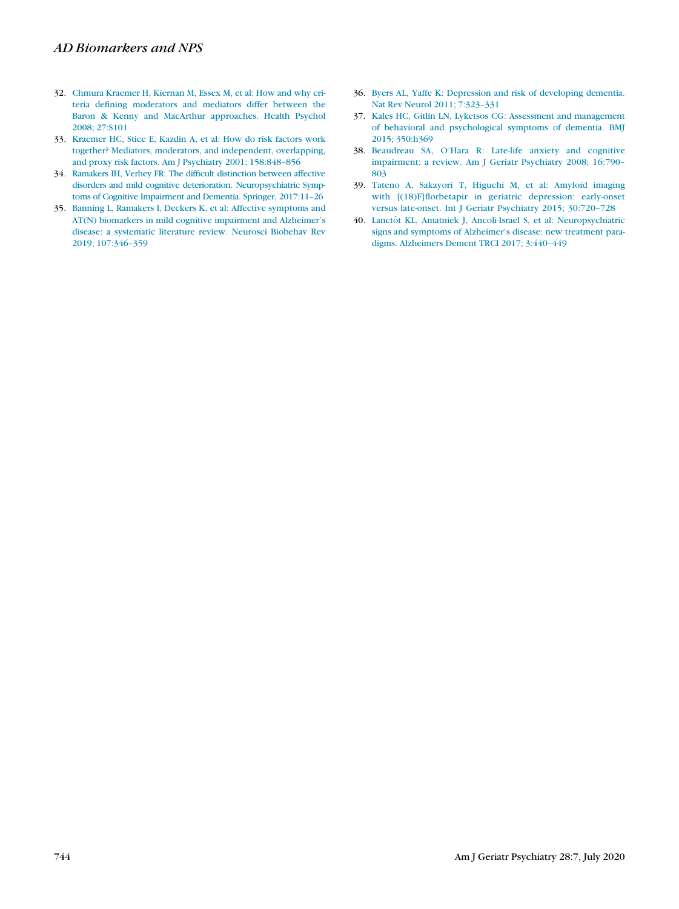32. Chmura Kraemer H, Kiernan M, Essex M, et al: How and why criteria defining moderators and mediators differ between the Baron & Kenny and MacArthur approaches. Health Psychol 2008; 27:S101
33. Kraemer HC, Stice E, Kazdin A, et al: How do risk factors work together? Mediators, moderators, and independent, overlapping, and proxy risk factors. Am J Psychiatry 2001; 158:848–856
34. Ramakers IH, Verhey FR: The difficult distinction between affective disorders and mild cognitive deterioration. Neuropsychiatric Symptoms of Cognitive Impairment and Dementia. Springer, 2017:11–26
35. Banning L, Ramakers I, Deckers K, et al: Affective symptoms and AT(N) biomarkers in mild cognitive impairment and Alzheimer's disease: a systematic literature review. Neurosci Biobehav Rev 2019; 107:346–359
36. Byers AL, Yaffe K: Depression and risk of developing dementia. Nat Rev Neurol 2011; 7:323–331
37. Kales HC, Gitlin LN, Lyketsos CG: Assessment and management of behavioral and psychological symptoms of dementia. BMJ 2015; 350:h369
38. Beaudreau SA, O'Hara R: Late-life anxiety and cognitive impairment: a review. Am J Geriatr Psychiatry 2008; 16:790–803
39. Tateno A, Sakayori T, Higuchi M, et al: Amyloid imaging with [(18)F]florbetapir in geriatric depression: early-onset versus late-onset. Int J Geriatr Psychiatry 2015; 30:720–728
40. Lanctôt KL, Amatniek J, Ancoli-Israel S, et al: Neuropsychiatric signs and symptoms of Alzheimer's disease: new treatment paradigms. Alzheimers Dement TRCI 2017; 3:440–449